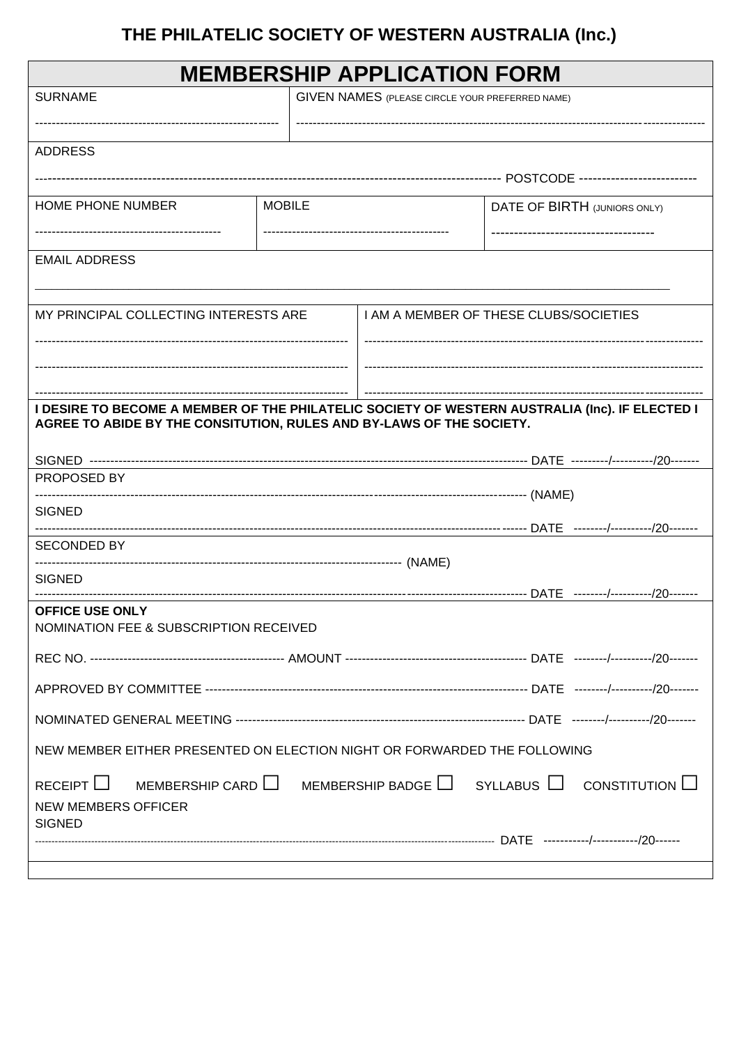# THE PHILATELIC SOCIETY OF WESTERN AUSTRALIA (Inc.)

## MEMBERSHIP APPLICATION FORM

| SURNAME | GIVEN NAMES (PLEASE CIRCLE YOUR PREFERRED NAME) |
|---|---|
| ------------------------------------------ | ------------------------------------------------------------------ |

ADDRESS

-------------------------------------------------------------------------------- POSTCODE ------------------------

| HOME PHONE NUMBER | MOBILE | DATE OF BIRTH (JUNIORS ONLY) |
|---|---|---|
| ------------------------------------ | ------------------------------------ | ------------------------------- |

EMAIL ADDRESS

______________________________________________________________________________

| MY PRINCIPAL COLLECTING INTERESTS ARE | I AM A MEMBER OF THESE CLUBS/SOCIETIES |
|---|---|
| ------------------------------------------------------ | ------------------------------------------------------ |
| ------------------------------------------------------ | ------------------------------------------------------ |
| ------------------------------------------------------ | ------------------------------------------------------ |

**I DESIRE TO BECOME A MEMBER OF THE PHILATELIC SOCIETY OF WESTERN AUSTRALIA (Inc). IF ELECTED I AGREE TO ABIDE BY THE CONSITUTION, RULES AND BY-LAWS OF THE SOCIETY.**

SIGNED ------------------------------------------------------------------------------------ DATE ---------/----------/20-------

PROPOSED BY

---------------------------------------------------------------------------------------------- (NAME)

SIGNED

---------------------------------------------------------------------------------------------- DATE --------/----------/20-------

SECONDED BY

-------------------------------------------------------------------------- (NAME)

SIGNED

---------------------------------------------------------------------------------------------- DATE --------/----------/20-------

**OFFICE USE ONLY**

NOMINATION FEE & SUBSCRIPTION RECEIVED

REC NO. ---------------------------------------- AMOUNT ------------------------------------ DATE --------/----------/20-------

APPROVED BY COMMITTEE ------------------------------------------------------------------- DATE --------/----------/20-------

NOMINATED GENERAL MEETING ---------------------------------------------------------- DATE --------/----------/20-------

NEW MEMBER EITHER PRESENTED ON ELECTION NIGHT OR FORWARDED THE FOLLOWING

RECEIPT ☐ MEMBERSHIP CARD ☐ MEMBERSHIP BADGE ☐ SYLLABUS ☐ CONSTITUTION ☐

NEW MEMBERS OFFICER

SIGNED

-------------------------------------------------------------------------------------------------- DATE -----------/-----------/20------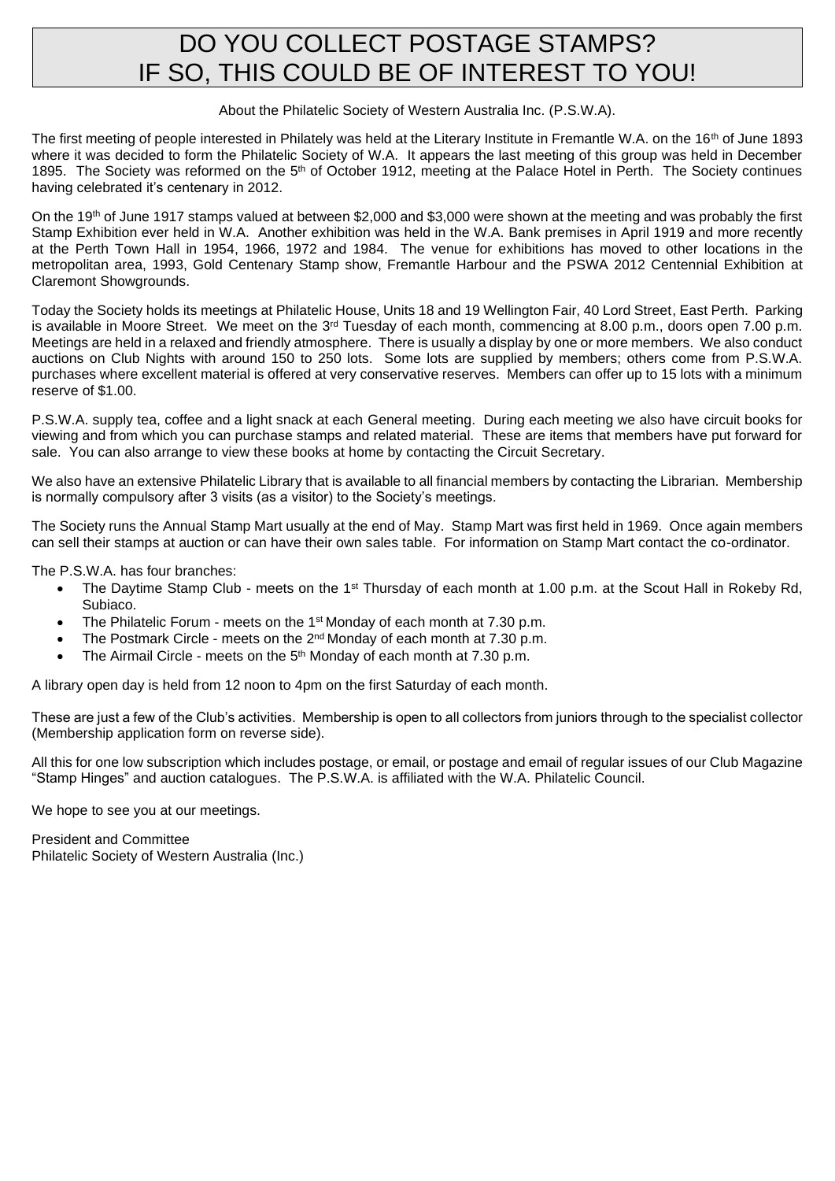# DO YOU COLLECT POSTAGE STAMPS? IF SO, THIS COULD BE OF INTEREST TO YOU!

About the Philatelic Society of Western Australia Inc. (P.S.W.A).

The first meeting of people interested in Philately was held at the Literary Institute in Fremantle W.A. on the 16th of June 1893 where it was decided to form the Philatelic Society of W.A. It appears the last meeting of this group was held in December 1895. The Society was reformed on the 5th of October 1912, meeting at the Palace Hotel in Perth. The Society continues having celebrated it's centenary in 2012.

On the 19th of June 1917 stamps valued at between $2,000 and $3,000 were shown at the meeting and was probably the first Stamp Exhibition ever held in W.A. Another exhibition was held in the W.A. Bank premises in April 1919 and more recently at the Perth Town Hall in 1954, 1966, 1972 and 1984. The venue for exhibitions has moved to other locations in the metropolitan area, 1993, Gold Centenary Stamp show, Fremantle Harbour and the PSWA 2012 Centennial Exhibition at Claremont Showgrounds.

Today the Society holds its meetings at Philatelic House, Units 18 and 19 Wellington Fair, 40 Lord Street, East Perth. Parking is available in Moore Street. We meet on the 3rd Tuesday of each month, commencing at 8.00 p.m., doors open 7.00 p.m. Meetings are held in a relaxed and friendly atmosphere. There is usually a display by one or more members. We also conduct auctions on Club Nights with around 150 to 250 lots. Some lots are supplied by members; others come from P.S.W.A. purchases where excellent material is offered at very conservative reserves. Members can offer up to 15 lots with a minimum reserve of $1.00.

P.S.W.A. supply tea, coffee and a light snack at each General meeting. During each meeting we also have circuit books for viewing and from which you can purchase stamps and related material. These are items that members have put forward for sale. You can also arrange to view these books at home by contacting the Circuit Secretary.

We also have an extensive Philatelic Library that is available to all financial members by contacting the Librarian. Membership is normally compulsory after 3 visits (as a visitor) to the Society's meetings.

The Society runs the Annual Stamp Mart usually at the end of May. Stamp Mart was first held in 1969. Once again members can sell their stamps at auction or can have their own sales table. For information on Stamp Mart contact the co-ordinator.

The P.S.W.A. has four branches:

- The Daytime Stamp Club - meets on the 1st Thursday of each month at 1.00 p.m. at the Scout Hall in Rokeby Rd, Subiaco.
- The Philatelic Forum - meets on the 1st Monday of each month at 7.30 p.m.
- The Postmark Circle - meets on the 2nd Monday of each month at 7.30 p.m.
- The Airmail Circle - meets on the 5th Monday of each month at 7.30 p.m.

A library open day is held from 12 noon to 4pm on the first Saturday of each month.

These are just a few of the Club's activities. Membership is open to all collectors from juniors through to the specialist collector (Membership application form on reverse side).

All this for one low subscription which includes postage, or email, or postage and email of regular issues of our Club Magazine "Stamp Hinges" and auction catalogues. The P.S.W.A. is affiliated with the W.A. Philatelic Council.

We hope to see you at our meetings.

President and Committee
Philatelic Society of Western Australia (Inc.)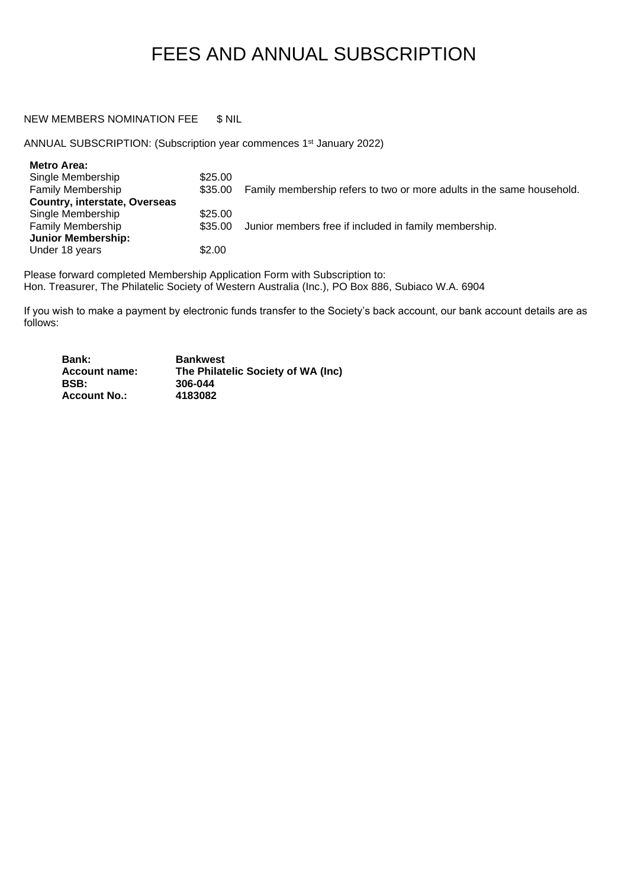# FEES AND ANNUAL SUBSCRIPTION

NEW MEMBERS NOMINATION FEE $ NIL

ANNUAL SUBSCRIPTION: (Subscription year commences 1st January 2022)

| | | |
|---|---|---|
| **Metro Area:** | | |
| Single Membership | $25.00 | |
| Family Membership | $35.00 | Family membership refers to two or more adults in the same household. |
| **Country, interstate, Overseas** | | |
| Single Membership | $25.00 | |
| Family Membership | $35.00 | Junior members free if included in family membership. |
| **Junior Membership:** | | |
| Under 18 years | $2.00 | |

Please forward completed Membership Application Form with Subscription to:
Hon. Treasurer, The Philatelic Society of Western Australia (Inc.), PO Box 886, Subiaco W.A. 6904

If you wish to make a payment by electronic funds transfer to the Society's back account, our bank account details are as follows:

| | |
|---|---|
| **Bank:** | **Bankwest** |
| **Account name:** | **The Philatelic Society of WA (Inc)** |
| **BSB:** | **306-044** |
| **Account No.:** | **4183082** |